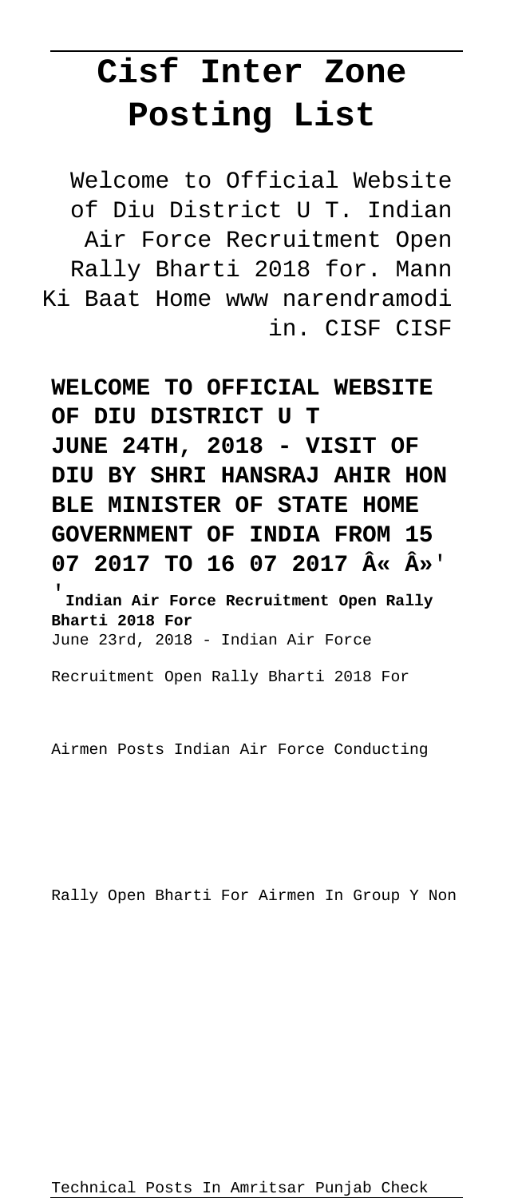# Cisf Inter Zone Posting List

Welcome to Official Website of Diu District U T. Indian Air Force Recruitment Open Rally Bharti 2018 for. Mann Ki Baat Home www narendramodi in. CISF CISF

**WELCOME TO OFFICIAL WEBSITE OF DIU DISTRICT U T**
**JUNE 24TH, 2018 - VISIT OF DIU BY SHRI HANSRAJ AHIR HON BLE MINISTER OF STATE HOME GOVERNMENT OF INDIA FROM 15 07 2017 TO 16 07 2017 Â« Â»'**

'**Indian Air Force Recruitment Open Rally Bharti 2018 For**
June 23rd, 2018 - Indian Air Force Recruitment Open Rally Bharti 2018 For Airmen Posts Indian Air Force Conducting Rally Open Bharti For Airmen In Group Y Non Technical Posts In Amritsar Punjab Check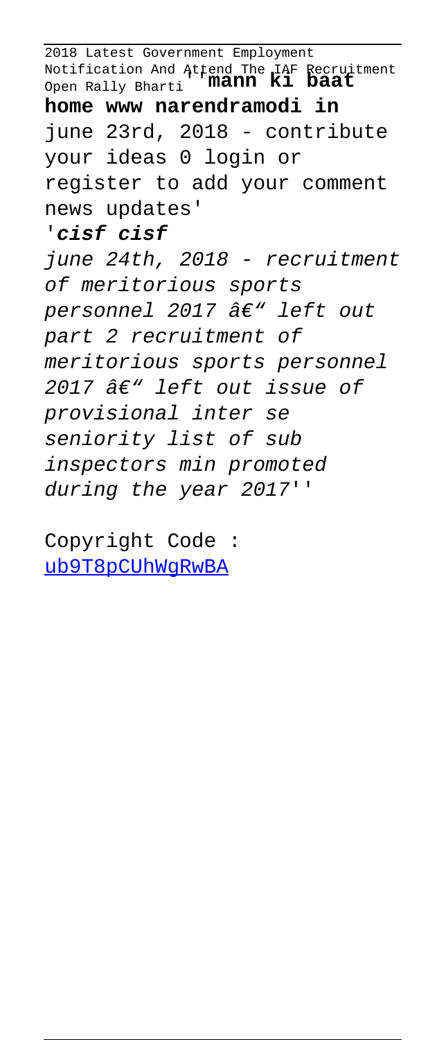2018 Latest Government Employment Notification And Attend The IAF Recruitment Open Rally Bharti''**mann ki baat home www narendramodi in**

june 23rd, 2018 - contribute your ideas 0 login or register to add your comment news updates'

'***cisf cisf***

*june 24th, 2018 - recruitment of meritorious sports personnel 2017 â€" left out part 2 recruitment of meritorious sports personnel 2017 â€" left out issue of provisional inter se seniority list of sub inspectors min promoted during the year 2017''*

Copyright Code : ub9T8pCUhWgRwBA